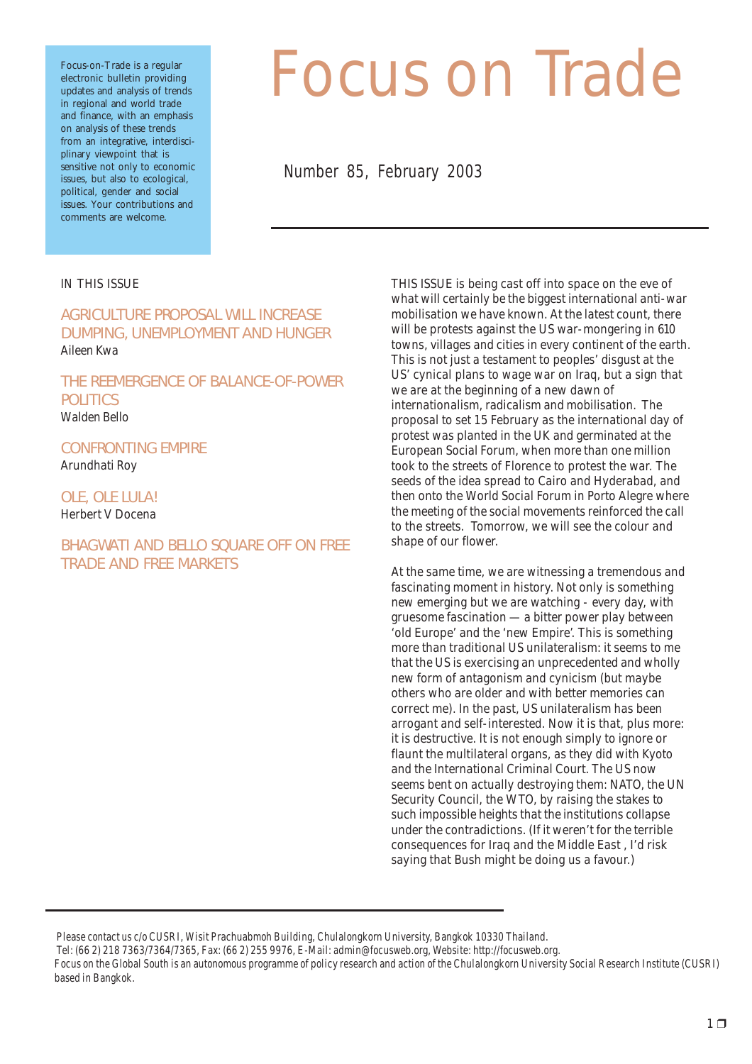Focus-on-Trade is a regular electronic bulletin providing updates and analysis of trends in regional and world trade and finance, with an emphasis on analysis of these trends from an integrative, interdisciplinary viewpoint that is sensitive not only to economic issues, but also to ecological, political, gender and social issues. Your contributions and comments are welcome.

# Focus on Trade

Number 85, February 2003

IN THIS ISSUE

AGRICULTURE PROPOSAL WILL INCREASE DUMPING, UNEMPLOYMENT AND HUNGER
Aileen Kwa

THE REEMERGENCE OF BALANCE-OF-POWER POLITICS
Walden Bello

CONFRONTING EMPIRE
Arundhati Roy

OLE, OLE LULA!
Herbert V Docena

BHAGWATI AND BELLO SQUARE OFF ON FREE TRADE AND FREE MARKETS

THIS ISSUE is being cast off into space on the eve of what will certainly be the biggest international anti-war mobilisation we have known. At the latest count, there will be protests against the US war-mongering in 610 towns, villages and cities in every continent of the earth. This is not just a testament to peoples' disgust at the US' cynical plans to wage war on Iraq, but a sign that we are at the beginning of a new dawn of internationalism, radicalism and mobilisation. The proposal to set 15 February as the international day of protest was planted in the UK and germinated at the European Social Forum, when more than one million took to the streets of Florence to protest the war. The seeds of the idea spread to Cairo and Hyderabad, and then onto the World Social Forum in Porto Alegre where the meeting of the social movements reinforced the call to the streets. Tomorrow, we will see the colour and shape of our flower.

At the same time, we are witnessing a tremendous and fascinating moment in history. Not only is something new emerging but we are watching - every day, with gruesome fascination — a bitter power play between 'old Europe' and the 'new Empire'. This is something more than traditional US unilateralism: it seems to me that the US is exercising an unprecedented and wholly new form of antagonism and cynicism (but maybe others who are older and with better memories can correct me). In the past, US unilateralism has been arrogant and self-interested. Now it is that, plus more: it is destructive. It is not enough simply to ignore or flaunt the multilateral organs, as they did with Kyoto and the International Criminal Court. The US now seems bent on actually destroying them: NATO, the UN Security Council, the WTO, by raising the stakes to such impossible heights that the institutions collapse under the contradictions. (If it weren't for the terrible consequences for Iraq and the Middle East , I'd risk saying that Bush might be doing us a favour.)

Please contact us c/o CUSRI, Wisit Prachuabmoh Building, Chulalongkorn University, Bangkok 10330 Thailand.
Tel: (66 2) 218 7363/7364/7365, Fax: (66 2) 255 9976, E-Mail: admin@focusweb.org, Website: http://focusweb.org.
Focus on the Global South is an autonomous programme of policy research and action of the Chulalongkorn University Social Research Institute (CUSRI) based in Bangkok.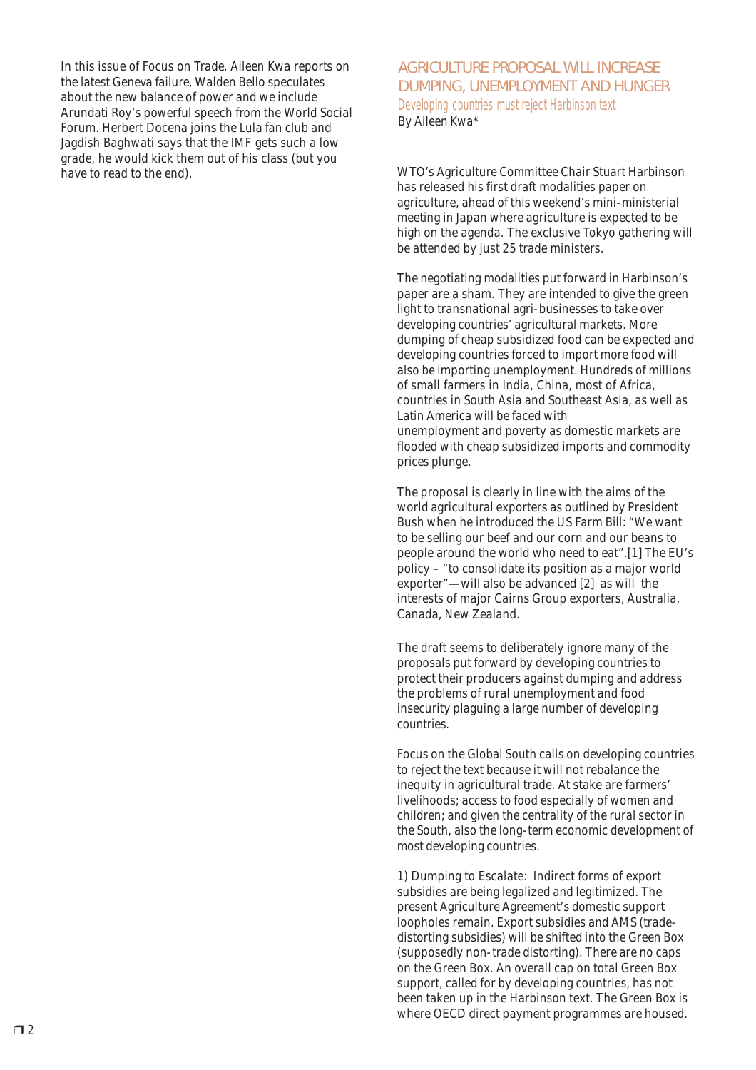In this issue of Focus on Trade, Aileen Kwa reports on the latest Geneva failure, Walden Bello speculates about the new balance of power and we include Arundati Roy's powerful speech from the World Social Forum. Herbert Docena joins the Lula fan club and Jagdish Baghwati says that the IMF gets such a low grade, he would kick them out of his class (but you have to read to the end).

## AGRICULTURE PROPOSAL WILL INCREASE DUMPING, UNEMPLOYMENT AND HUNGER

*Developing countries must reject Harbinson text*

By Aileen Kwa*

WTO's Agriculture Committee Chair Stuart Harbinson has released his first draft modalities paper on agriculture, ahead of this weekend's mini-ministerial meeting in Japan where agriculture is expected to be high on the agenda. The exclusive Tokyo gathering will be attended by just 25 trade ministers.

The negotiating modalities put forward in Harbinson's paper are a sham. They are intended to give the green light to transnational agri-businesses to take over developing countries' agricultural markets. More dumping of cheap subsidized food can be expected and developing countries forced to import more food will also be importing unemployment. Hundreds of millions of small farmers in India, China, most of Africa, countries in South Asia and Southeast Asia, as well as Latin America will be faced with unemployment and poverty as domestic markets are flooded with cheap subsidized imports and commodity prices plunge.

The proposal is clearly in line with the aims of the world agricultural exporters as outlined by President Bush when he introduced the US Farm Bill: "We want to be selling our beef and our corn and our beans to people around the world who need to eat".[1] The EU's policy – "to consolidate its position as a major world exporter"— will also be advanced [2] as will the interests of major Cairns Group exporters, Australia, Canada, New Zealand.

The draft seems to deliberately ignore many of the proposals put forward by developing countries to protect their producers against dumping and address the problems of rural unemployment and food insecurity plaguing a large number of developing countries.

Focus on the Global South calls on developing countries to reject the text because it will not rebalance the inequity in agricultural trade. At stake are farmers' livelihoods; access to food especially of women and children; and given the centrality of the rural sector in the South, also the long-term economic development of most developing countries.

1) Dumping to Escalate: Indirect forms of export subsidies are being legalized and legitimized. The present Agriculture Agreement's domestic support loopholes remain. Export subsidies and AMS (trade-distorting subsidies) will be shifted into the Green Box (supposedly non-trade distorting). There are no caps on the Green Box. An overall cap on total Green Box support, called for by developing countries, has not been taken up in the Harbinson text. The Green Box is where OECD direct payment programmes are housed.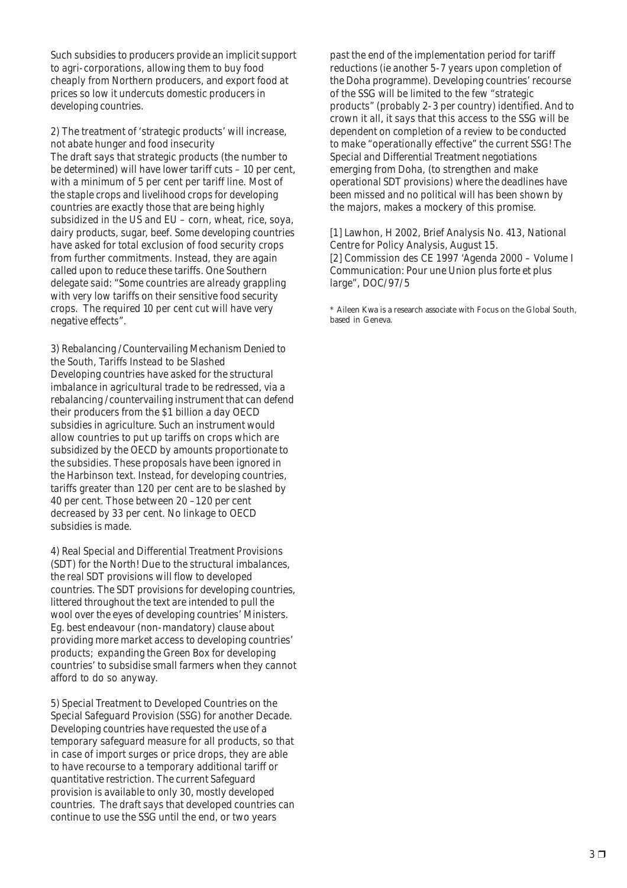Such subsidies to producers provide an implicit support to agri-corporations, allowing them to buy food cheaply from Northern producers, and export food at prices so low it undercuts domestic producers in developing countries.

2) The treatment of 'strategic products' will increase, not abate hunger and food insecurity
The draft says that strategic products (the number to be determined) will have lower tariff cuts – 10 per cent, with a minimum of 5 per cent per tariff line. Most of the staple crops and livelihood crops for developing countries are exactly those that are being highly subsidized in the US and EU – corn, wheat, rice, soya, dairy products, sugar, beef. Some developing countries have asked for total exclusion of food security crops from further commitments. Instead, they are again called upon to reduce these tariffs. One Southern delegate said: "Some countries are already grappling with very low tariffs on their sensitive food security crops. The required 10 per cent cut will have very negative effects".

3) Rebalancing /Countervailing Mechanism Denied to the South, Tariffs Instead to be Slashed
Developing countries have asked for the structural imbalance in agricultural trade to be redressed, via a rebalancing /countervailing instrument that can defend their producers from the $1 billion a day OECD subsidies in agriculture. Such an instrument would allow countries to put up tariffs on crops which are subsidized by the OECD by amounts proportionate to the subsidies. These proposals have been ignored in the Harbinson text. Instead, for developing countries, tariffs greater than 120 per cent are to be slashed by 40 per cent. Those between 20 –120 per cent decreased by 33 per cent. No linkage to OECD subsidies is made.

4) Real Special and Differential Treatment Provisions (SDT) for the North! Due to the structural imbalances, the real SDT provisions will flow to developed countries. The SDT provisions for developing countries, littered throughout the text are intended to pull the wool over the eyes of developing countries' Ministers. Eg. best endeavour (non-mandatory) clause about providing more market access to developing countries' products; expanding the Green Box for developing countries' to subsidise small farmers when they cannot afford to do so anyway.

5) Special Treatment to Developed Countries on the Special Safeguard Provision (SSG) for another Decade.
Developing countries have requested the use of a temporary safeguard measure for all products, so that in case of import surges or price drops, they are able to have recourse to a temporary additional tariff or quantitative restriction. The current Safeguard provision is available to only 30, mostly developed countries. The draft says that developed countries can continue to use the SSG until the end, or two years past the end of the implementation period for tariff reductions (ie another 5-7 years upon completion of the Doha programme). Developing countries' recourse of the SSG will be limited to the few "strategic products" (probably 2-3 per country) identified. And to crown it all, it says that this access to the SSG will be dependent on completion of a review to be conducted to make "operationally effective" the current SSG! The Special and Differential Treatment negotiations emerging from Doha, (to strengthen and make operational SDT provisions) where the deadlines have been missed and no political will has been shown by the majors, makes a mockery of this promise.

[1] Lawhon, H 2002, Brief Analysis No. 413, National Centre for Policy Analysis, August 15.
[2] Commission des CE 1997 'Agenda 2000 – Volume I Communication: Pour une Union plus forte et plus large", DOC/97/5

* Aileen Kwa is a research associate with Focus on the Global South, based in Geneva.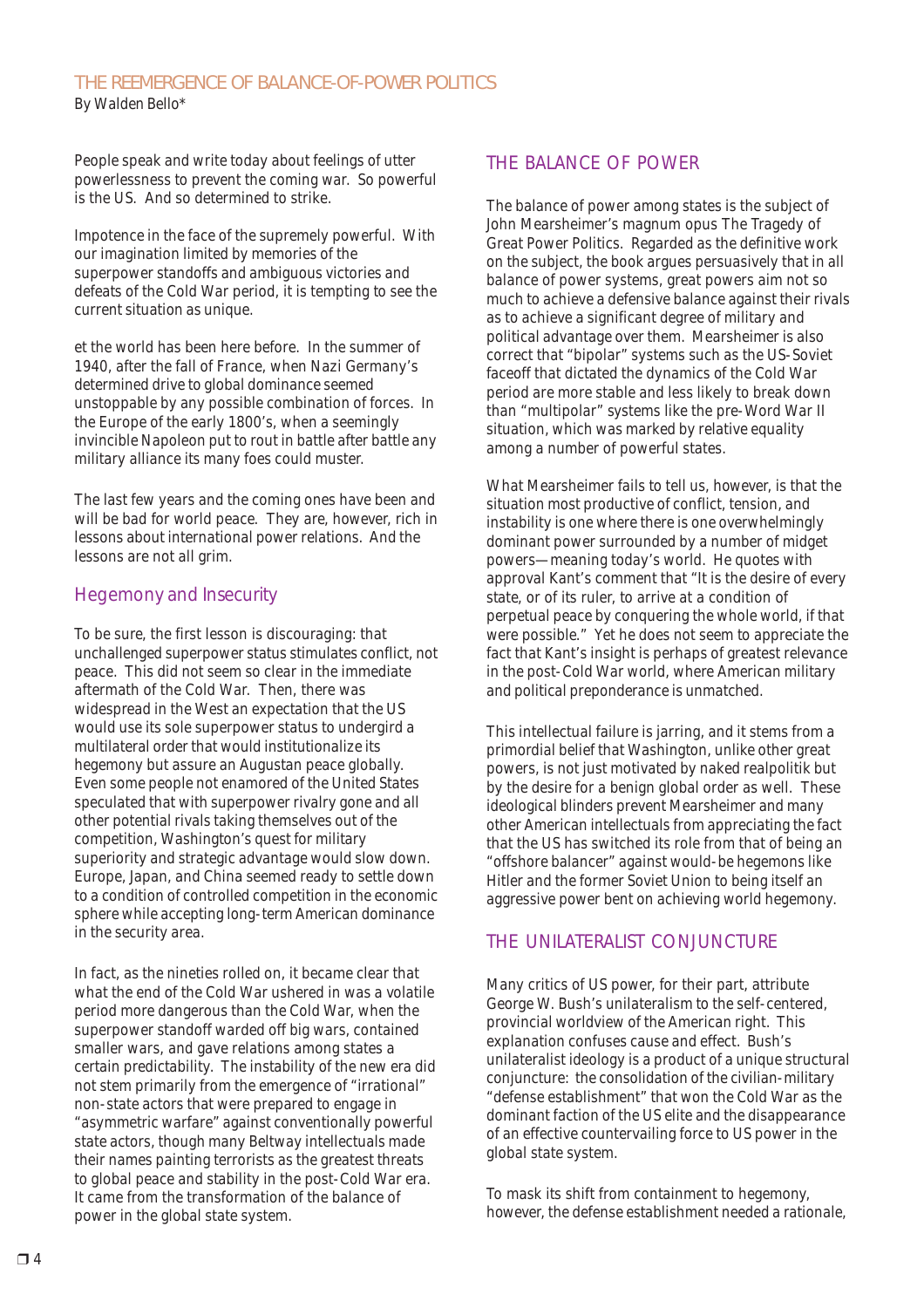# THE REEMERGENCE OF BALANCE-OF-POWER POLITICS

By Walden Bello*

People speak and write today about feelings of utter powerlessness to prevent the coming war. So powerful is the US. And so determined to strike.

Impotence in the face of the supremely powerful. With our imagination limited by memories of the superpower standoffs and ambiguous victories and defeats of the Cold War period, it is tempting to see the current situation as unique.

et the world has been here before. In the summer of 1940, after the fall of France, when Nazi Germany's determined drive to global dominance seemed unstoppable by any possible combination of forces. In the Europe of the early 1800's, when a seemingly invincible Napoleon put to rout in battle after battle any military alliance its many foes could muster.

The last few years and the coming ones have been and will be bad for world peace. They are, however, rich in lessons about international power relations. And the lessons are not all grim.

## Hegemony and Insecurity

To be sure, the first lesson is discouraging: that unchallenged superpower status stimulates conflict, not peace. This did not seem so clear in the immediate aftermath of the Cold War. Then, there was widespread in the West an expectation that the US would use its sole superpower status to undergird a multilateral order that would institutionalize its hegemony but assure an Augustan peace globally. Even some people not enamored of the United States speculated that with superpower rivalry gone and all other potential rivals taking themselves out of the competition, Washington's quest for military superiority and strategic advantage would slow down. Europe, Japan, and China seemed ready to settle down to a condition of controlled competition in the economic sphere while accepting long-term American dominance in the security area.

In fact, as the nineties rolled on, it became clear that what the end of the Cold War ushered in was a volatile period more dangerous than the Cold War, when the superpower standoff warded off big wars, contained smaller wars, and gave relations among states a certain predictability. The instability of the new era did not stem primarily from the emergence of "irrational" non-state actors that were prepared to engage in "asymmetric warfare" against conventionally powerful state actors, though many Beltway intellectuals made their names painting terrorists as the greatest threats to global peace and stability in the post-Cold War era. It came from the transformation of the balance of power in the global state system.

## THE BALANCE OF POWER

The balance of power among states is the subject of John Mearsheimer's magnum opus The Tragedy of Great Power Politics. Regarded as the definitive work on the subject, the book argues persuasively that in all balance of power systems, great powers aim not so much to achieve a defensive balance against their rivals as to achieve a significant degree of military and political advantage over them. Mearsheimer is also correct that "bipolar" systems such as the US-Soviet faceoff that dictated the dynamics of the Cold War period are more stable and less likely to break down than "multipolar" systems like the pre-Word War II situation, which was marked by relative equality among a number of powerful states.

What Mearsheimer fails to tell us, however, is that the situation most productive of conflict, tension, and instability is one where there is one overwhelmingly dominant power surrounded by a number of midget powers—meaning today's world. He quotes with approval Kant's comment that "It is the desire of every state, or of its ruler, to arrive at a condition of perpetual peace by conquering the whole world, if that were possible." Yet he does not seem to appreciate the fact that Kant's insight is perhaps of greatest relevance in the post-Cold War world, where American military and political preponderance is unmatched.

This intellectual failure is jarring, and it stems from a primordial belief that Washington, unlike other great powers, is not just motivated by naked realpolitik but by the desire for a benign global order as well. These ideological blinders prevent Mearsheimer and many other American intellectuals from appreciating the fact that the US has switched its role from that of being an "offshore balancer" against would-be hegemons like Hitler and the former Soviet Union to being itself an aggressive power bent on achieving world hegemony.

## THE UNILATERALIST CONJUNCTURE

Many critics of US power, for their part, attribute George W. Bush's unilateralism to the self-centered, provincial worldview of the American right. This explanation confuses cause and effect. Bush's unilateralist ideology is a product of a unique structural conjuncture: the consolidation of the civilian-military "defense establishment" that won the Cold War as the dominant faction of the US elite and the disappearance of an effective countervailing force to US power in the global state system.

To mask its shift from containment to hegemony, however, the defense establishment needed a rationale,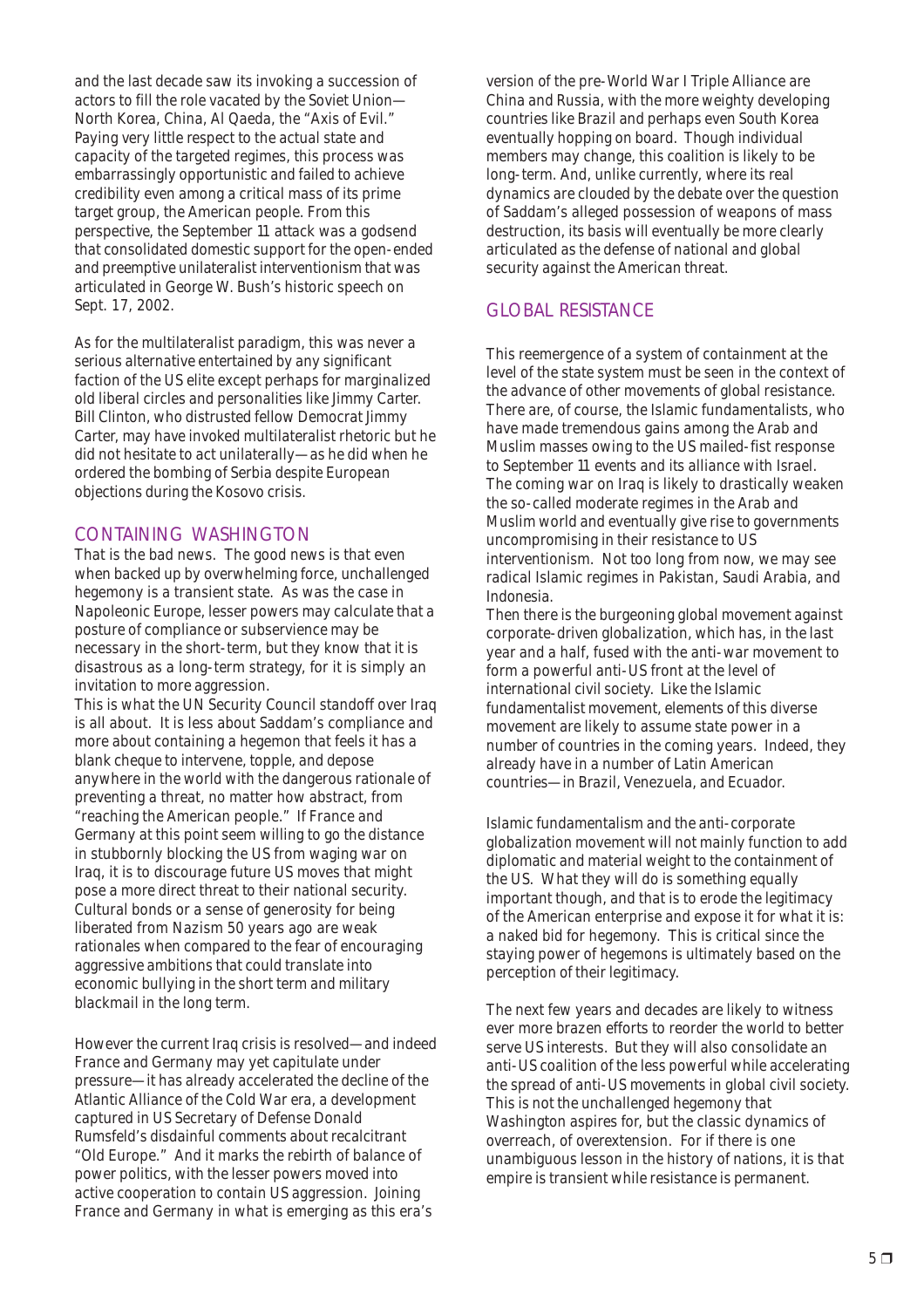and the last decade saw its invoking a succession of actors to fill the role vacated by the Soviet Union—North Korea, China, Al Qaeda, the "Axis of Evil." Paying very little respect to the actual state and capacity of the targeted regimes, this process was embarrassingly opportunistic and failed to achieve credibility even among a critical mass of its prime target group, the American people. From this perspective, the September 11 attack was a godsend that consolidated domestic support for the open-ended and preemptive unilateralist interventionism that was articulated in George W. Bush's historic speech on Sept. 17, 2002.

As for the multilateralist paradigm, this was never a serious alternative entertained by any significant faction of the US elite except perhaps for marginalized old liberal circles and personalities like Jimmy Carter. Bill Clinton, who distrusted fellow Democrat Jimmy Carter, may have invoked multilateralist rhetoric but he did not hesitate to act unilaterally—as he did when he ordered the bombing of Serbia despite European objections during the Kosovo crisis.

## CONTAINING WASHINGTON

That is the bad news. The good news is that even when backed up by overwhelming force, unchallenged hegemony is a transient state. As was the case in Napoleonic Europe, lesser powers may calculate that a posture of compliance or subservience may be necessary in the short-term, but they know that it is disastrous as a long-term strategy, for it is simply an invitation to more aggression.

This is what the UN Security Council standoff over Iraq is all about. It is less about Saddam's compliance and more about containing a hegemon that feels it has a blank cheque to intervene, topple, and depose anywhere in the world with the dangerous rationale of preventing a threat, no matter how abstract, from "reaching the American people." If France and Germany at this point seem willing to go the distance in stubbornly blocking the US from waging war on Iraq, it is to discourage future US moves that might pose a more direct threat to their national security. Cultural bonds or a sense of generosity for being liberated from Nazism 50 years ago are weak rationales when compared to the fear of encouraging aggressive ambitions that could translate into economic bullying in the short term and military blackmail in the long term.

However the current Iraq crisis is resolved—and indeed France and Germany may yet capitulate under pressure—it has already accelerated the decline of the Atlantic Alliance of the Cold War era, a development captured in US Secretary of Defense Donald Rumsfeld's disdainful comments about recalcitrant "Old Europe." And it marks the rebirth of balance of power politics, with the lesser powers moved into active cooperation to contain US aggression. Joining France and Germany in what is emerging as this era's version of the pre-World War I Triple Alliance are China and Russia, with the more weighty developing countries like Brazil and perhaps even South Korea eventually hopping on board. Though individual members may change, this coalition is likely to be long-term. And, unlike currently, where its real dynamics are clouded by the debate over the question of Saddam's alleged possession of weapons of mass destruction, its basis will eventually be more clearly articulated as the defense of national and global security against the American threat.

## GLOBAL RESISTANCE

This reemergence of a system of containment at the level of the state system must be seen in the context of the advance of other movements of global resistance. There are, of course, the Islamic fundamentalists, who have made tremendous gains among the Arab and Muslim masses owing to the US mailed-fist response to September 11 events and its alliance with Israel. The coming war on Iraq is likely to drastically weaken the so-called moderate regimes in the Arab and Muslim world and eventually give rise to governments uncompromising in their resistance to US interventionism. Not too long from now, we may see radical Islamic regimes in Pakistan, Saudi Arabia, and Indonesia.

Then there is the burgeoning global movement against corporate-driven globalization, which has, in the last year and a half, fused with the anti-war movement to form a powerful anti-US front at the level of international civil society. Like the Islamic fundamentalist movement, elements of this diverse movement are likely to assume state power in a number of countries in the coming years. Indeed, they already have in a number of Latin American countries—in Brazil, Venezuela, and Ecuador.

Islamic fundamentalism and the anti-corporate globalization movement will not mainly function to add diplomatic and material weight to the containment of the US. What they will do is something equally important though, and that is to erode the legitimacy of the American enterprise and expose it for what it is: a naked bid for hegemony. This is critical since the staying power of hegemons is ultimately based on the perception of their legitimacy.

The next few years and decades are likely to witness ever more brazen efforts to reorder the world to better serve US interests. But they will also consolidate an anti-US coalition of the less powerful while accelerating the spread of anti-US movements in global civil society. This is not the unchallenged hegemony that Washington aspires for, but the classic dynamics of overreach, of overextension. For if there is one unambiguous lesson in the history of nations, it is that empire is transient while resistance is permanent.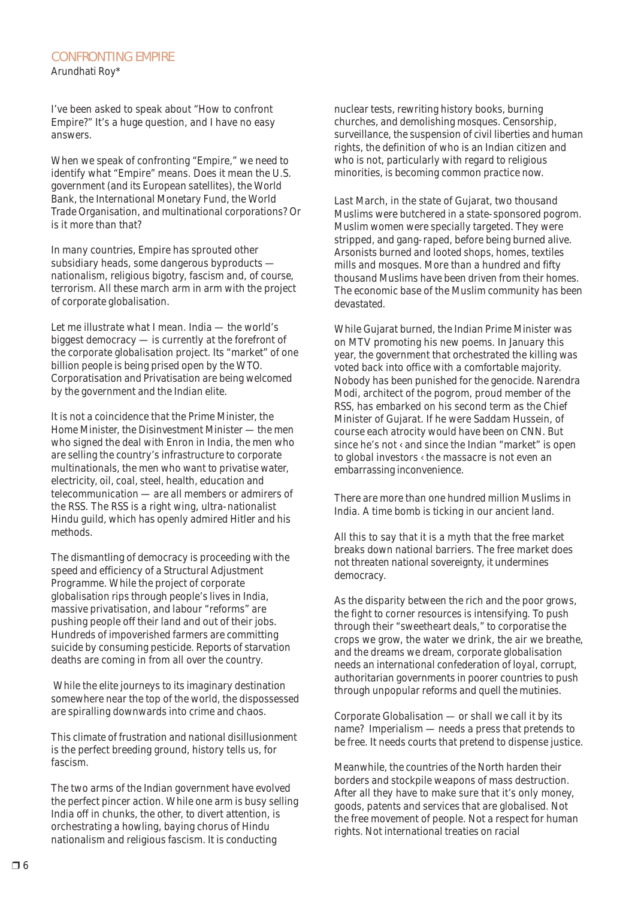## CONFRONTING EMPIRE

Arundhati Roy*

I've been asked to speak about "How to confront Empire?" It's a huge question, and I have no easy answers.

When we speak of confronting "Empire," we need to identify what "Empire" means. Does it mean the U.S. government (and its European satellites), the World Bank, the International Monetary Fund, the World Trade Organisation, and multinational corporations? Or is it more than that?

In many countries, Empire has sprouted other subsidiary heads, some dangerous byproducts — nationalism, religious bigotry, fascism and, of course, terrorism. All these march arm in arm with the project of corporate globalisation.

Let me illustrate what I mean. India — the world's biggest democracy — is currently at the forefront of the corporate globalisation project. Its "market" of one billion people is being prised open by the WTO. Corporatisation and Privatisation are being welcomed by the government and the Indian elite.

It is not a coincidence that the Prime Minister, the Home Minister, the Disinvestment Minister — the men who signed the deal with Enron in India, the men who are selling the country's infrastructure to corporate multinationals, the men who want to privatise water, electricity, oil, coal, steel, health, education and telecommunication — are all members or admirers of the RSS. The RSS is a right wing, ultra-nationalist Hindu guild, which has openly admired Hitler and his methods.

The dismantling of democracy is proceeding with the speed and efficiency of a Structural Adjustment Programme. While the project of corporate globalisation rips through people's lives in India, massive privatisation, and labour "reforms" are pushing people off their land and out of their jobs. Hundreds of impoverished farmers are committing suicide by consuming pesticide. Reports of starvation deaths are coming in from all over the country.

While the elite journeys to its imaginary destination somewhere near the top of the world, the dispossessed are spiralling downwards into crime and chaos.

This climate of frustration and national disillusionment is the perfect breeding ground, history tells us, for fascism.

The two arms of the Indian government have evolved the perfect pincer action. While one arm is busy selling India off in chunks, the other, to divert attention, is orchestrating a howling, baying chorus of Hindu nationalism and religious fascism. It is conducting nuclear tests, rewriting history books, burning churches, and demolishing mosques. Censorship, surveillance, the suspension of civil liberties and human rights, the definition of who is an Indian citizen and who is not, particularly with regard to religious minorities, is becoming common practice now.

Last March, in the state of Gujarat, two thousand Muslims were butchered in a state-sponsored pogrom. Muslim women were specially targeted. They were stripped, and gang-raped, before being burned alive. Arsonists burned and looted shops, homes, textiles mills and mosques. More than a hundred and fifty thousand Muslims have been driven from their homes. The economic base of the Muslim community has been devastated.

While Gujarat burned, the Indian Prime Minister was on MTV promoting his new poems. In January this year, the government that orchestrated the killing was voted back into office with a comfortable majority. Nobody has been punished for the genocide. Narendra Modi, architect of the pogrom, proud member of the RSS, has embarked on his second term as the Chief Minister of Gujarat. If he were Saddam Hussein, of course each atrocity would have been on CNN. But since he's not ‹ and since the Indian "market" is open to global investors ‹ the massacre is not even an embarrassing inconvenience.

There are more than one hundred million Muslims in India. A time bomb is ticking in our ancient land.

All this to say that it is a myth that the free market breaks down national barriers. The free market does not threaten national sovereignty, it undermines democracy.

As the disparity between the rich and the poor grows, the fight to corner resources is intensifying. To push through their "sweetheart deals," to corporatise the crops we grow, the water we drink, the air we breathe, and the dreams we dream, corporate globalisation needs an international confederation of loyal, corrupt, authoritarian governments in poorer countries to push through unpopular reforms and quell the mutinies.

Corporate Globalisation — or shall we call it by its name? Imperialism — needs a press that pretends to be free. It needs courts that pretend to dispense justice.

Meanwhile, the countries of the North harden their borders and stockpile weapons of mass destruction. After all they have to make sure that it's only money, goods, patents and services that are globalised. Not the free movement of people. Not a respect for human rights. Not international treaties on racial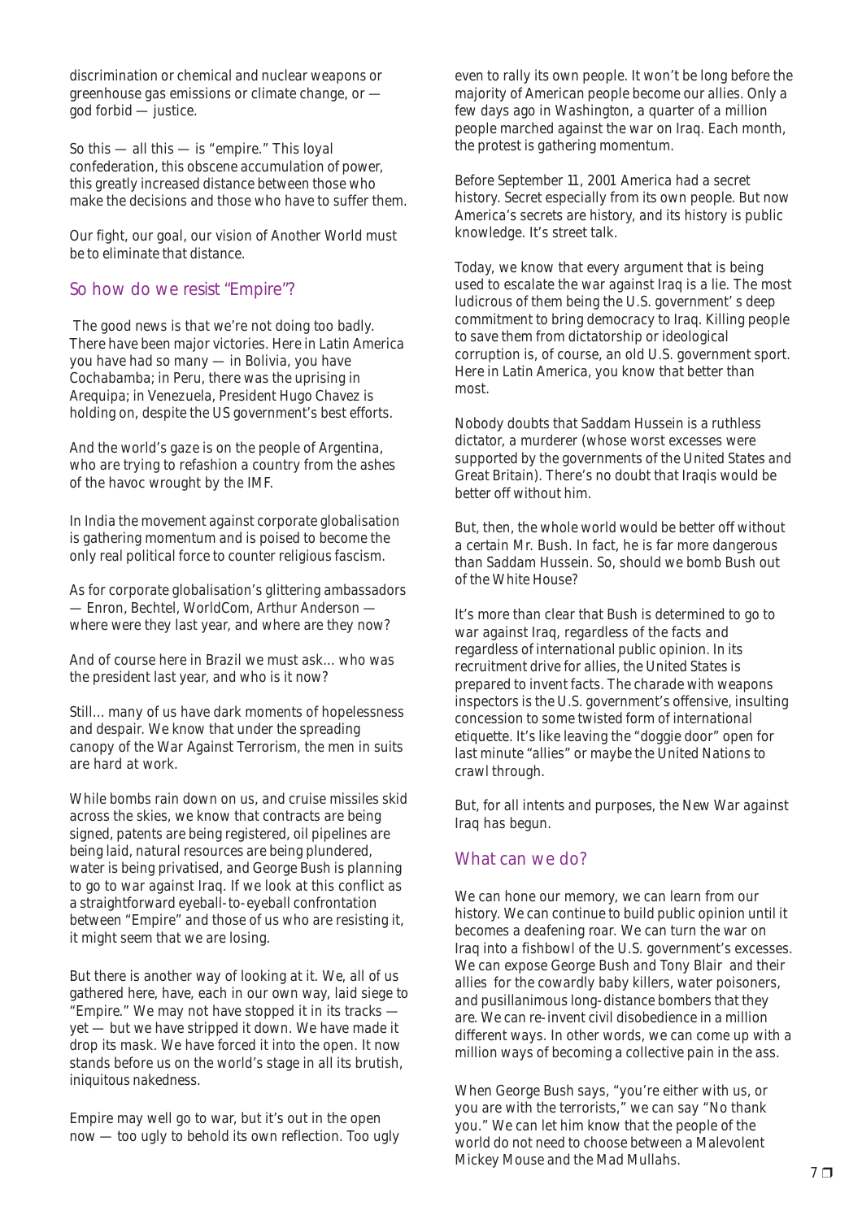discrimination or chemical and nuclear weapons or greenhouse gas emissions or climate change, or — god forbid — justice.

So this — all this — is "empire." This loyal confederation, this obscene accumulation of power, this greatly increased distance between those who make the decisions and those who have to suffer them.

Our fight, our goal, our vision of Another World must be to eliminate that distance.

## So how do we resist "Empire"?

The good news is that we're not doing too badly. There have been major victories. Here in Latin America you have had so many — in Bolivia, you have Cochabamba; in Peru, there was the uprising in Arequipa; in Venezuela, President Hugo Chavez is holding on, despite the US government's best efforts.

And the world's gaze is on the people of Argentina, who are trying to refashion a country from the ashes of the havoc wrought by the IMF.

In India the movement against corporate globalisation is gathering momentum and is poised to become the only real political force to counter religious fascism.

As for corporate globalisation's glittering ambassadors — Enron, Bechtel, WorldCom, Arthur Anderson — where were they last year, and where are they now?

And of course here in Brazil we must ask… who was the president last year, and who is it now?

Still… many of us have dark moments of hopelessness and despair. We know that under the spreading canopy of the War Against Terrorism, the men in suits are hard at work.

While bombs rain down on us, and cruise missiles skid across the skies, we know that contracts are being signed, patents are being registered, oil pipelines are being laid, natural resources are being plundered, water is being privatised, and George Bush is planning to go to war against Iraq. If we look at this conflict as a straightforward eyeball-to-eyeball confrontation between "Empire" and those of us who are resisting it, it might seem that we are losing.

But there is another way of looking at it. We, all of us gathered here, have, each in our own way, laid siege to "Empire." We may not have stopped it in its tracks — yet — but we have stripped it down. We have made it drop its mask. We have forced it into the open. It now stands before us on the world's stage in all its brutish, iniquitous nakedness.

Empire may well go to war, but it's out in the open now — too ugly to behold its own reflection. Too ugly even to rally its own people. It won't be long before the majority of American people become our allies. Only a few days ago in Washington, a quarter of a million people marched against the war on Iraq. Each month, the protest is gathering momentum.

Before September 11, 2001 America had a secret history. Secret especially from its own people. But now America's secrets are history, and its history is public knowledge. It's street talk.

Today, we know that every argument that is being used to escalate the war against Iraq is a lie. The most ludicrous of them being the U.S. government' s deep commitment to bring democracy to Iraq. Killing people to save them from dictatorship or ideological corruption is, of course, an old U.S. government sport. Here in Latin America, you know that better than most.

Nobody doubts that Saddam Hussein is a ruthless dictator, a murderer (whose worst excesses were supported by the governments of the United States and Great Britain). There's no doubt that Iraqis would be better off without him.

But, then, the whole world would be better off without a certain Mr. Bush. In fact, he is far more dangerous than Saddam Hussein. So, should we bomb Bush out of the White House?

It's more than clear that Bush is determined to go to war against Iraq, regardless of the facts and regardless of international public opinion. In its recruitment drive for allies, the United States is prepared to invent facts. The charade with weapons inspectors is the U.S. government's offensive, insulting concession to some twisted form of international etiquette. It's like leaving the "doggie door" open for last minute "allies" or maybe the United Nations to crawl through.

But, for all intents and purposes, the New War against Iraq has begun.

## What can we do?

We can hone our memory, we can learn from our history. We can continue to build public opinion until it becomes a deafening roar. We can turn the war on Iraq into a fishbowl of the U.S. government's excesses. We can expose George Bush and Tony Blair and their allies for the cowardly baby killers, water poisoners, and pusillanimous long-distance bombers that they are. We can re-invent civil disobedience in a million different ways. In other words, we can come up with a million ways of becoming a collective pain in the ass.

When George Bush says, "you're either with us, or you are with the terrorists," we can say "No thank you." We can let him know that the people of the world do not need to choose between a Malevolent Mickey Mouse and the Mad Mullahs.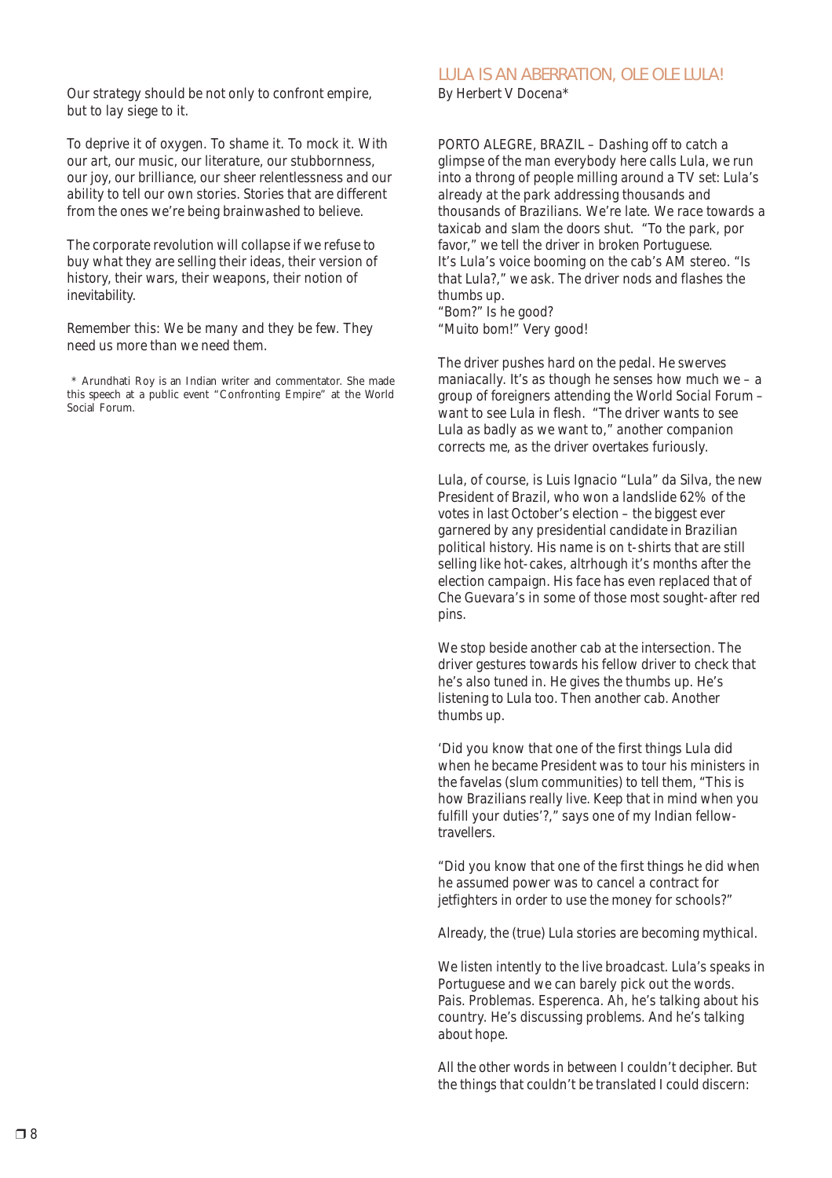Our strategy should be not only to confront empire, but to lay siege to it.

To deprive it of oxygen. To shame it. To mock it. With our art, our music, our literature, our stubbornness, our joy, our brilliance, our sheer relentlessness and our ability to tell our own stories. Stories that are different from the ones we're being brainwashed to believe.

The corporate revolution will collapse if we refuse to buy what they are selling their ideas, their version of history, their wars, their weapons, their notion of inevitability.

Remember this: We be many and they be few. They need us more than we need them.

\* Arundhati Roy is an Indian writer and commentator. She made this speech at a public event "Confronting Empire" at the World Social Forum.

## LULA IS AN ABERRATION, OLE OLE LULA!

By Herbert V Docena*

PORTO ALEGRE, BRAZIL – Dashing off to catch a glimpse of the man everybody here calls Lula, we run into a throng of people milling around a TV set: Lula's already at the park addressing thousands and thousands of Brazilians. We're late. We race towards a taxicab and slam the doors shut. "To the park, por favor," we tell the driver in broken Portuguese. It's Lula's voice booming on the cab's AM stereo. "Is that Lula?," we ask. The driver nods and flashes the thumbs up.
"Bom?" Is he good?
"Muito bom!" Very good!

The driver pushes hard on the pedal. He swerves maniacally. It's as though he senses how much we – a group of foreigners attending the World Social Forum – want to see Lula in flesh. "The driver wants to see Lula as badly as we want to," another companion corrects me, as the driver overtakes furiously.

Lula, of course, is Luis Ignacio "Lula" da Silva, the new President of Brazil, who won a landslide 62% of the votes in last October's election – the biggest ever garnered by any presidential candidate in Brazilian political history. His name is on t-shirts that are still selling like hot-cakes, altrhough it's months after the election campaign. His face has even replaced that of Che Guevara's in some of those most sought-after red pins.

We stop beside another cab at the intersection. The driver gestures towards his fellow driver to check that he's also tuned in. He gives the thumbs up. He's listening to Lula too. Then another cab. Another thumbs up.

'Did you know that one of the first things Lula did when he became President was to tour his ministers in the favelas (slum communities) to tell them, "This is how Brazilians really live. Keep that in mind when you fulfill your duties'?," says one of my Indian fellow-travellers.

"Did you know that one of the first things he did when he assumed power was to cancel a contract for jetfighters in order to use the money for schools?"

Already, the (true) Lula stories are becoming mythical.

We listen intently to the live broadcast. Lula's speaks in Portuguese and we can barely pick out the words. Pais. Problemas. Esperenca. Ah, he's talking about his country. He's discussing problems. And he's talking about hope.

All the other words in between I couldn't decipher. But the things that couldn't be translated I could discern: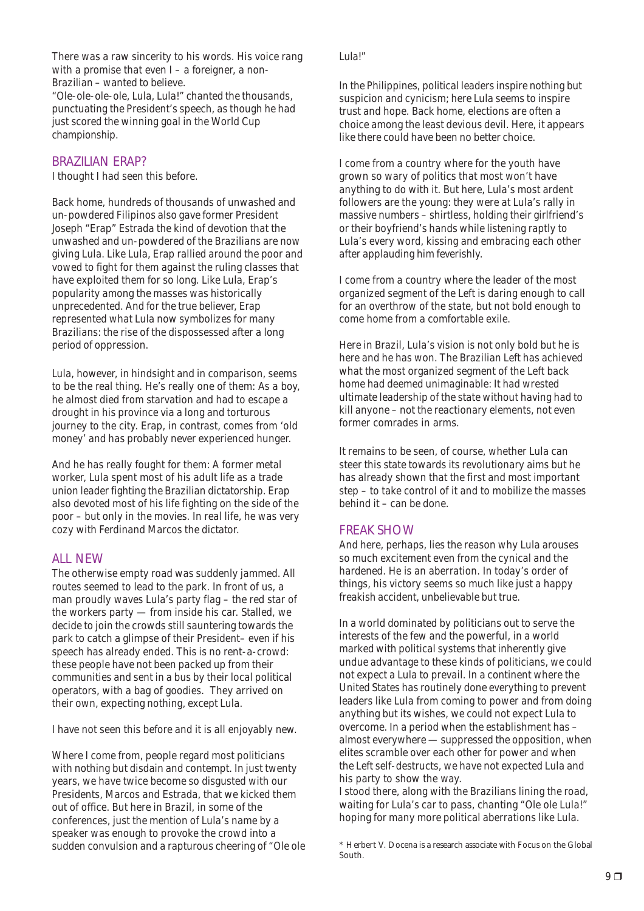There was a raw sincerity to his words. His voice rang with a promise that even I – a foreigner, a non-Brazilian – wanted to believe.

"Ole-ole-ole-ole, Lula, Lula!" chanted the thousands, punctuating the President's speech, as though he had just scored the winning goal in the World Cup championship.

## BRAZILIAN ERAP?

I thought I had seen this before.

Back home, hundreds of thousands of unwashed and un-powdered Filipinos also gave former President Joseph "Erap" Estrada the kind of devotion that the unwashed and un-powdered of the Brazilians are now giving Lula. Like Lula, Erap rallied around the poor and vowed to fight for them against the ruling classes that have exploited them for so long. Like Lula, Erap's popularity among the masses was historically unprecedented. And for the true believer, Erap represented what Lula now symbolizes for many Brazilians: the rise of the dispossessed after a long period of oppression.

Lula, however, in hindsight and in comparison, seems to be the real thing. He's really one of them: As a boy, he almost died from starvation and had to escape a drought in his province via a long and torturous journey to the city. Erap, in contrast, comes from 'old money' and has probably never experienced hunger.

And he has really fought for them: A former metal worker, Lula spent most of his adult life as a trade union leader fighting the Brazilian dictatorship. Erap also devoted most of his life fighting on the side of the poor – but only in the movies. In real life, he was very cozy with Ferdinand Marcos the dictator.

## ALL NEW

The otherwise empty road was suddenly jammed. All routes seemed to lead to the park. In front of us, a man proudly waves Lula's party flag – the red star of the workers party — from inside his car. Stalled, we decide to join the crowds still sauntering towards the park to catch a glimpse of their President– even if his speech has already ended. This is no rent-a-crowd: these people have not been packed up from their communities and sent in a bus by their local political operators, with a bag of goodies. They arrived on their own, expecting nothing, except Lula.

I have not seen this before and it is all enjoyably new.

Where I come from, people regard most politicians with nothing but disdain and contempt. In just twenty years, we have twice become so disgusted with our Presidents, Marcos and Estrada, that we kicked them out of office. But here in Brazil, in some of the conferences, just the mention of Lula's name by a speaker was enough to provoke the crowd into a sudden convulsion and a rapturous cheering of "Ole ole Lula!"

In the Philippines, political leaders inspire nothing but suspicion and cynicism; here Lula seems to inspire trust and hope. Back home, elections are often a choice among the least devious devil. Here, it appears like there could have been no better choice.

I come from a country where for the youth have grown so wary of politics that most won't have anything to do with it. But here, Lula's most ardent followers are the young: they were at Lula's rally in massive numbers – shirtless, holding their girlfriend's or their boyfriend's hands while listening raptly to Lula's every word, kissing and embracing each other after applauding him feverishly.

I come from a country where the leader of the most organized segment of the Left is daring enough to call for an overthrow of the state, but not bold enough to come home from a comfortable exile.

Here in Brazil, Lula's vision is not only bold but he is here and he has won. The Brazilian Left has achieved what the most organized segment of the Left back home had deemed unimaginable: It had wrested ultimate leadership of the state without having had to kill anyone – not the reactionary elements, not even former comrades in arms.

It remains to be seen, of course, whether Lula can steer this state towards its revolutionary aims but he has already shown that the first and most important step – to take control of it and to mobilize the masses behind it – can be done.

## FREAK SHOW

And here, perhaps, lies the reason why Lula arouses so much excitement even from the cynical and the hardened. He is an aberration. In today's order of things, his victory seems so much like just a happy freakish accident, unbelievable but true.

In a world dominated by politicians out to serve the interests of the few and the powerful, in a world marked with political systems that inherently give undue advantage to these kinds of politicians, we could not expect a Lula to prevail. In a continent where the United States has routinely done everything to prevent leaders like Lula from coming to power and from doing anything but its wishes, we could not expect Lula to overcome. In a period when the establishment has – almost everywhere — suppressed the opposition, when elites scramble over each other for power and when the Left self-destructs, we have not expected Lula and his party to show the way.

I stood there, along with the Brazilians lining the road, waiting for Lula's car to pass, chanting "Ole ole Lula!" hoping for many more political aberrations like Lula.

* Herbert V. Docena is a research associate with Focus on the Global South.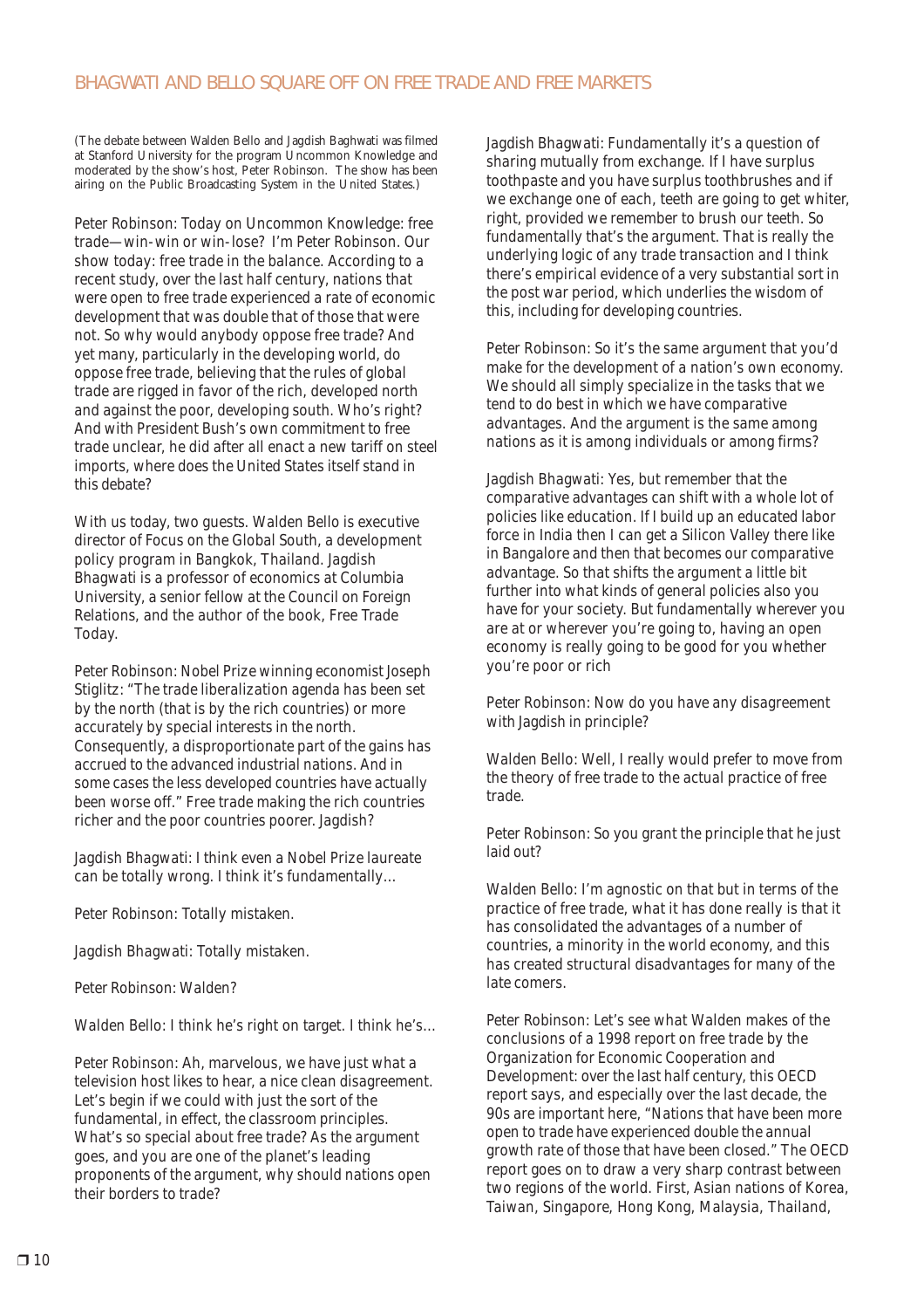## BHAGWATI AND BELLO SQUARE OFF ON FREE TRADE AND FREE MARKETS

*(The debate between Walden Bello and Jagdish Baghwati was filmed at Stanford University for the program Uncommon Knowledge and moderated by the show's host, Peter Robinson. The show has been airing on the Public Broadcasting System in the United States.)*

Peter Robinson: Today on Uncommon Knowledge: free trade—win-win or win-lose? I'm Peter Robinson. Our show today: free trade in the balance. According to a recent study, over the last half century, nations that were open to free trade experienced a rate of economic development that was double that of those that were not. So why would anybody oppose free trade? And yet many, particularly in the developing world, do oppose free trade, believing that the rules of global trade are rigged in favor of the rich, developed north and against the poor, developing south. Who's right? And with President Bush's own commitment to free trade unclear, he did after all enact a new tariff on steel imports, where does the United States itself stand in this debate?

With us today, two guests. Walden Bello is executive director of Focus on the Global South, a development policy program in Bangkok, Thailand. Jagdish Bhagwati is a professor of economics at Columbia University, a senior fellow at the Council on Foreign Relations, and the author of the book, Free Trade Today.

Peter Robinson: Nobel Prize winning economist Joseph Stiglitz: "The trade liberalization agenda has been set by the north (that is by the rich countries) or more accurately by special interests in the north. Consequently, a disproportionate part of the gains has accrued to the advanced industrial nations. And in some cases the less developed countries have actually been worse off." Free trade making the rich countries richer and the poor countries poorer. Jagdish?

Jagdish Bhagwati: I think even a Nobel Prize laureate can be totally wrong. I think it's fundamentally…

Peter Robinson: Totally mistaken.

Jagdish Bhagwati: Totally mistaken.

Peter Robinson: Walden?

Walden Bello: I think he's right on target. I think he's…

Peter Robinson: Ah, marvelous, we have just what a television host likes to hear, a nice clean disagreement. Let's begin if we could with just the sort of the fundamental, in effect, the classroom principles. What's so special about free trade? As the argument goes, and you are one of the planet's leading proponents of the argument, why should nations open their borders to trade?

Jagdish Bhagwati: Fundamentally it's a question of sharing mutually from exchange. If I have surplus toothpaste and you have surplus toothbrushes and if we exchange one of each, teeth are going to get whiter, right, provided we remember to brush our teeth. So fundamentally that's the argument. That is really the underlying logic of any trade transaction and I think there's empirical evidence of a very substantial sort in the post war period, which underlies the wisdom of this, including for developing countries.

Peter Robinson: So it's the same argument that you'd make for the development of a nation's own economy. We should all simply specialize in the tasks that we tend to do best in which we have comparative advantages. And the argument is the same among nations as it is among individuals or among firms?

Jagdish Bhagwati: Yes, but remember that the comparative advantages can shift with a whole lot of policies like education. If I build up an educated labor force in India then I can get a Silicon Valley there like in Bangalore and then that becomes our comparative advantage. So that shifts the argument a little bit further into what kinds of general policies also you have for your society. But fundamentally wherever you are at or wherever you're going to, having an open economy is really going to be good for you whether you're poor or rich

Peter Robinson: Now do you have any disagreement with Jagdish in principle?

Walden Bello: Well, I really would prefer to move from the theory of free trade to the actual practice of free trade.

Peter Robinson: So you grant the principle that he just laid out?

Walden Bello: I'm agnostic on that but in terms of the practice of free trade, what it has done really is that it has consolidated the advantages of a number of countries, a minority in the world economy, and this has created structural disadvantages for many of the late comers.

Peter Robinson: Let's see what Walden makes of the conclusions of a 1998 report on free trade by the Organization for Economic Cooperation and Development: over the last half century, this OECD report says, and especially over the last decade, the 90s are important here, "Nations that have been more open to trade have experienced double the annual growth rate of those that have been closed." The OECD report goes on to draw a very sharp contrast between two regions of the world. First, Asian nations of Korea, Taiwan, Singapore, Hong Kong, Malaysia, Thailand,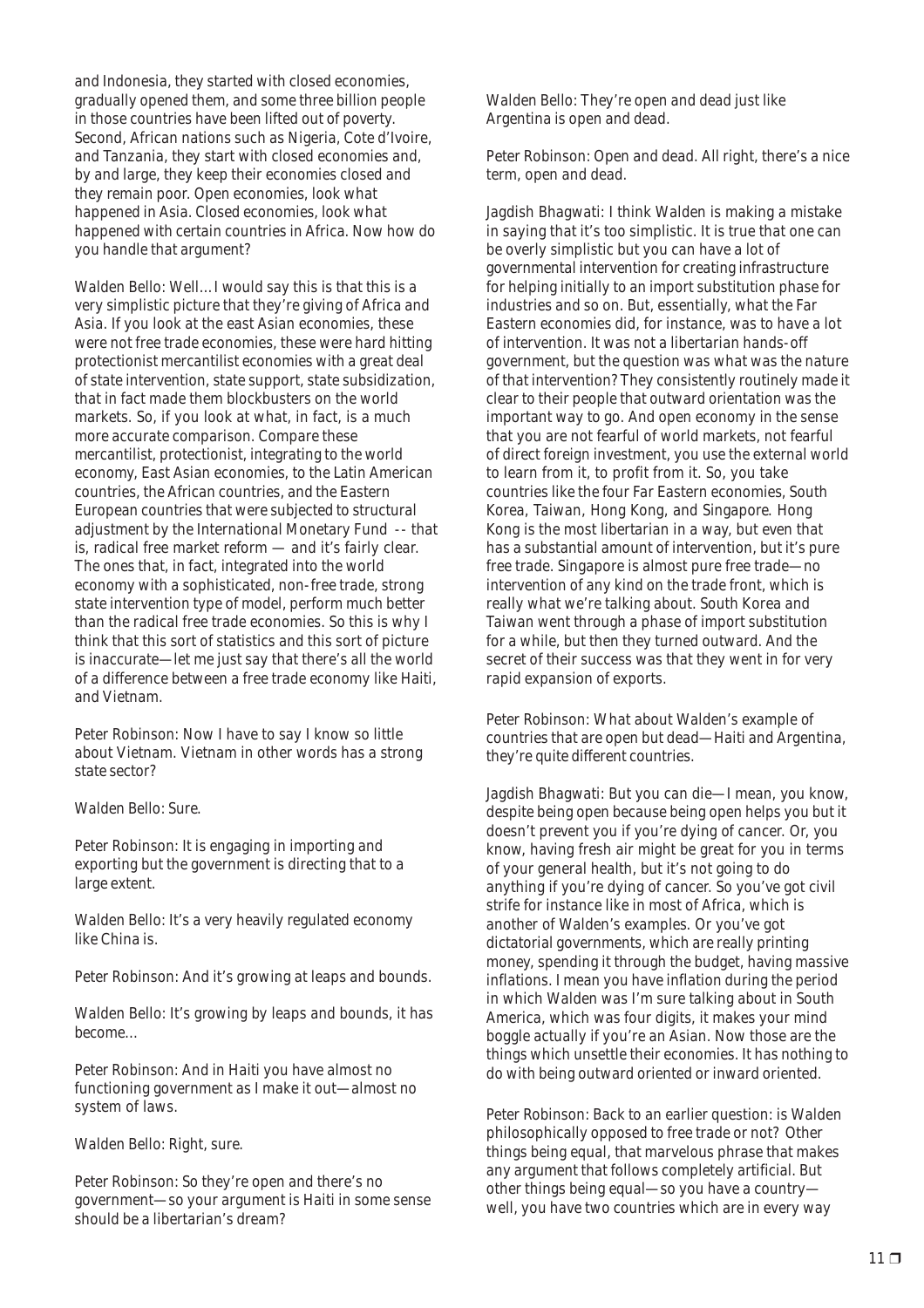and Indonesia, they started with closed economies, gradually opened them, and some three billion people in those countries have been lifted out of poverty. Second, African nations such as Nigeria, Cote d'Ivoire, and Tanzania, they start with closed economies and, by and large, they keep their economies closed and they remain poor. Open economies, look what happened in Asia. Closed economies, look what happened with certain countries in Africa. Now how do you handle that argument?

Walden Bello: Well... I would say this is that this is a very simplistic picture that they're giving of Africa and Asia. If you look at the east Asian economies, these were not free trade economies, these were hard hitting protectionist mercantilist economies with a great deal of state intervention, state support, state subsidization, that in fact made them blockbusters on the world markets. So, if you look at what, in fact, is a much more accurate comparison. Compare these mercantilist, protectionist, integrating to the world economy, East Asian economies, to the Latin American countries, the African countries, and the Eastern European countries that were subjected to structural adjustment by the International Monetary Fund -- that is, radical free market reform — and it's fairly clear. The ones that, in fact, integrated into the world economy with a sophisticated, non-free trade, strong state intervention type of model, perform much better than the radical free trade economies. So this is why I think that this sort of statistics and this sort of picture is inaccurate—let me just say that there's all the world of a difference between a free trade economy like Haiti, and Vietnam.

Peter Robinson: Now I have to say I know so little about Vietnam. Vietnam in other words has a strong state sector?

Walden Bello: Sure.

Peter Robinson: It is engaging in importing and exporting but the government is directing that to a large extent.

Walden Bello: It's a very heavily regulated economy like China is.

Peter Robinson: And it's growing at leaps and bounds.

Walden Bello: It's growing by leaps and bounds, it has become...

Peter Robinson: And in Haiti you have almost no functioning government as I make it out—almost no system of laws.

Walden Bello: Right, sure.

Peter Robinson: So they're open and there's no government—so your argument is Haiti in some sense should be a libertarian's dream?

Walden Bello: They're open and dead just like Argentina is open and dead.

Peter Robinson: Open and dead. All right, there's a nice term, open and dead.

Jagdish Bhagwati: I think Walden is making a mistake in saying that it's too simplistic. It is true that one can be overly simplistic but you can have a lot of governmental intervention for creating infrastructure for helping initially to an import substitution phase for industries and so on. But, essentially, what the Far Eastern economies did, for instance, was to have a lot of intervention. It was not a libertarian hands-off government, but the question was what was the nature of that intervention? They consistently routinely made it clear to their people that outward orientation was the important way to go. And open economy in the sense that you are not fearful of world markets, not fearful of direct foreign investment, you use the external world to learn from it, to profit from it. So, you take countries like the four Far Eastern economies, South Korea, Taiwan, Hong Kong, and Singapore. Hong Kong is the most libertarian in a way, but even that has a substantial amount of intervention, but it's pure free trade. Singapore is almost pure free trade—no intervention of any kind on the trade front, which is really what we're talking about. South Korea and Taiwan went through a phase of import substitution for a while, but then they turned outward. And the secret of their success was that they went in for very rapid expansion of exports.

Peter Robinson: What about Walden's example of countries that are open but dead—Haiti and Argentina, they're quite different countries.

Jagdish Bhagwati: But you can die—I mean, you know, despite being open because being open helps you but it doesn't prevent you if you're dying of cancer. Or, you know, having fresh air might be great for you in terms of your general health, but it's not going to do anything if you're dying of cancer. So you've got civil strife for instance like in most of Africa, which is another of Walden's examples. Or you've got dictatorial governments, which are really printing money, spending it through the budget, having massive inflations. I mean you have inflation during the period in which Walden was I'm sure talking about in South America, which was four digits, it makes your mind boggle actually if you're an Asian. Now those are the things which unsettle their economies. It has nothing to do with being outward oriented or inward oriented.

Peter Robinson: Back to an earlier question: is Walden philosophically opposed to free trade or not? Other things being equal, that marvelous phrase that makes any argument that follows completely artificial. But other things being equal—so you have a country—well, you have two countries which are in every way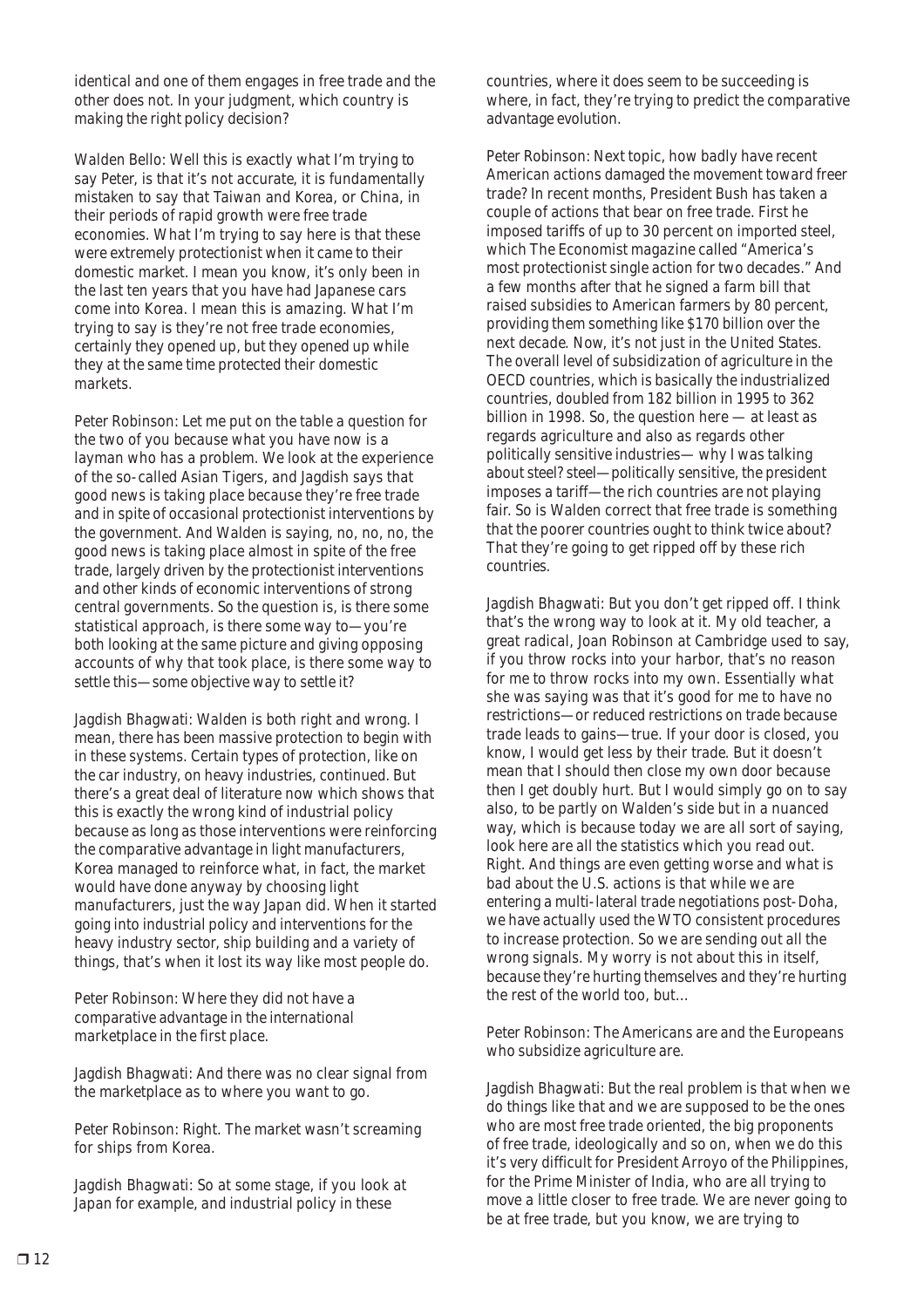identical and one of them engages in free trade and the other does not. In your judgment, which country is making the right policy decision?

Walden Bello: Well this is exactly what I'm trying to say Peter, is that it's not accurate, it is fundamentally mistaken to say that Taiwan and Korea, or China, in their periods of rapid growth were free trade economies. What I'm trying to say here is that these were extremely protectionist when it came to their domestic market. I mean you know, it's only been in the last ten years that you have had Japanese cars come into Korea. I mean this is amazing. What I'm trying to say is they're not free trade economies, certainly they opened up, but they opened up while they at the same time protected their domestic markets.

Peter Robinson: Let me put on the table a question for the two of you because what you have now is a layman who has a problem. We look at the experience of the so-called Asian Tigers, and Jagdish says that good news is taking place because they're free trade and in spite of occasional protectionist interventions by the government. And Walden is saying, no, no, no, the good news is taking place almost in spite of the free trade, largely driven by the protectionist interventions and other kinds of economic interventions of strong central governments. So the question is, is there some statistical approach, is there some way to—you're both looking at the same picture and giving opposing accounts of why that took place, is there some way to settle this—some objective way to settle it?

Jagdish Bhagwati: Walden is both right and wrong. I mean, there has been massive protection to begin with in these systems. Certain types of protection, like on the car industry, on heavy industries, continued. But there's a great deal of literature now which shows that this is exactly the wrong kind of industrial policy because as long as those interventions were reinforcing the comparative advantage in light manufacturers, Korea managed to reinforce what, in fact, the market would have done anyway by choosing light manufacturers, just the way Japan did. When it started going into industrial policy and interventions for the heavy industry sector, ship building and a variety of things, that's when it lost its way like most people do.

Peter Robinson: Where they did not have a comparative advantage in the international marketplace in the first place.

Jagdish Bhagwati: And there was no clear signal from the marketplace as to where you want to go.

Peter Robinson: Right. The market wasn't screaming for ships from Korea.

Jagdish Bhagwati: So at some stage, if you look at Japan for example, and industrial policy in these countries, where it does seem to be succeeding is where, in fact, they're trying to predict the comparative advantage evolution.

Peter Robinson: Next topic, how badly have recent American actions damaged the movement toward freer trade? In recent months, President Bush has taken a couple of actions that bear on free trade. First he imposed tariffs of up to 30 percent on imported steel, which The Economist magazine called "America's most protectionist single action for two decades." And a few months after that he signed a farm bill that raised subsidies to American farmers by 80 percent, providing them something like $170 billion over the next decade. Now, it's not just in the United States. The overall level of subsidization of agriculture in the OECD countries, which is basically the industrialized countries, doubled from 182 billion in 1995 to 362 billion in 1998. So, the question here — at least as regards agriculture and also as regards other politically sensitive industries— why I was talking about steel? steel—politically sensitive, the president imposes a tariff—the rich countries are not playing fair. So is Walden correct that free trade is something that the poorer countries ought to think twice about? That they're going to get ripped off by these rich countries.

Jagdish Bhagwati: But you don't get ripped off. I think that's the wrong way to look at it. My old teacher, a great radical, Joan Robinson at Cambridge used to say, if you throw rocks into your harbor, that's no reason for me to throw rocks into my own. Essentially what she was saying was that it's good for me to have no restrictions—or reduced restrictions on trade because trade leads to gains—true. If your door is closed, you know, I would get less by their trade. But it doesn't mean that I should then close my own door because then I get doubly hurt. But I would simply go on to say also, to be partly on Walden's side but in a nuanced way, which is because today we are all sort of saying, look here are all the statistics which you read out. Right. And things are even getting worse and what is bad about the U.S. actions is that while we are entering a multi-lateral trade negotiations post-Doha, we have actually used the WTO consistent procedures to increase protection. So we are sending out all the wrong signals. My worry is not about this in itself, because they're hurting themselves and they're hurting the rest of the world too, but...

Peter Robinson: The Americans are and the Europeans who subsidize agriculture are.

Jagdish Bhagwati: But the real problem is that when we do things like that and we are supposed to be the ones who are most free trade oriented, the big proponents of free trade, ideologically and so on, when we do this it's very difficult for President Arroyo of the Philippines, for the Prime Minister of India, who are all trying to move a little closer to free trade. We are never going to be at free trade, but you know, we are trying to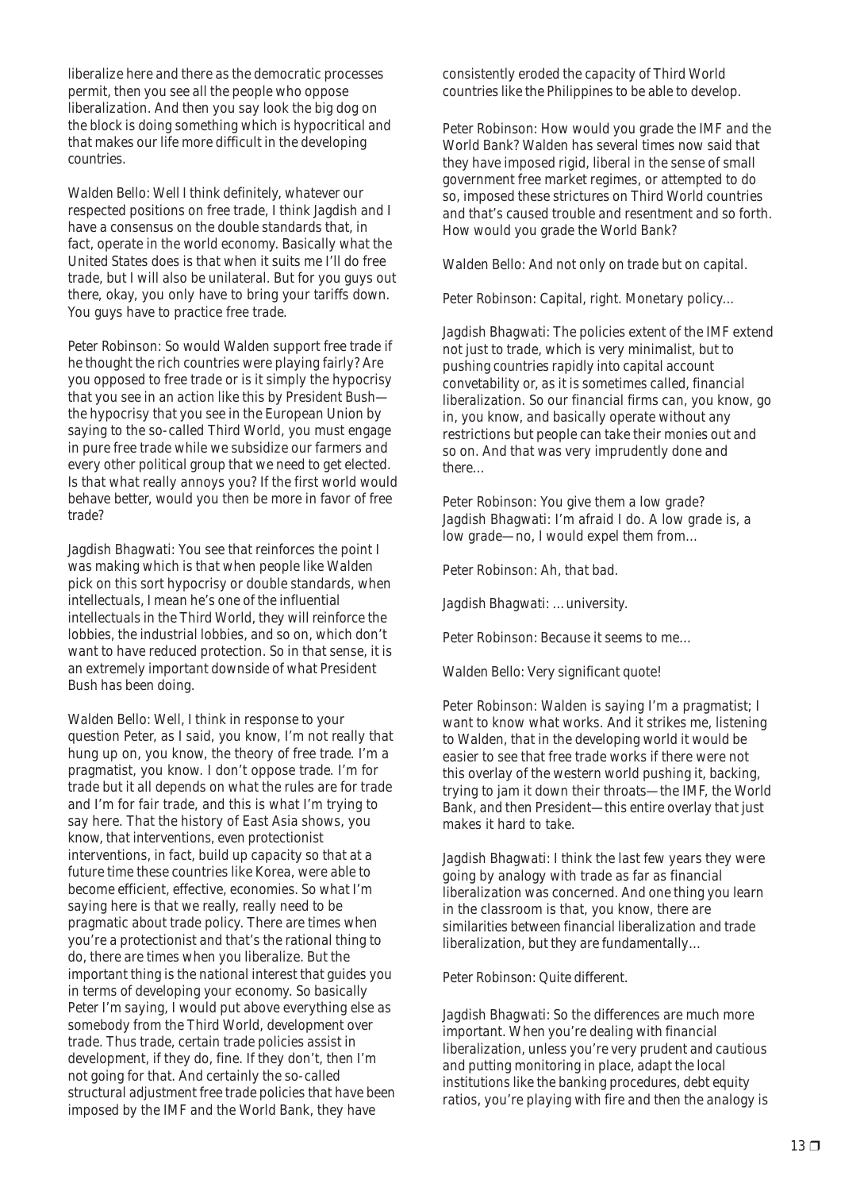liberalize here and there as the democratic processes permit, then you see all the people who oppose liberalization. And then you say look the big dog on the block is doing something which is hypocritical and that makes our life more difficult in the developing countries.

Walden Bello: Well I think definitely, whatever our respected positions on free trade, I think Jagdish and I have a consensus on the double standards that, in fact, operate in the world economy. Basically what the United States does is that when it suits me I'll do free trade, but I will also be unilateral. But for you guys out there, okay, you only have to bring your tariffs down. You guys have to practice free trade.

Peter Robinson: So would Walden support free trade if he thought the rich countries were playing fairly? Are you opposed to free trade or is it simply the hypocrisy that you see in an action like this by President Bush—the hypocrisy that you see in the European Union by saying to the so-called Third World, you must engage in pure free trade while we subsidize our farmers and every other political group that we need to get elected. Is that what really annoys you? If the first world would behave better, would you then be more in favor of free trade?

Jagdish Bhagwati: You see that reinforces the point I was making which is that when people like Walden pick on this sort hypocrisy or double standards, when intellectuals, I mean he's one of the influential intellectuals in the Third World, they will reinforce the lobbies, the industrial lobbies, and so on, which don't want to have reduced protection. So in that sense, it is an extremely important downside of what President Bush has been doing.

Walden Bello: Well, I think in response to your question Peter, as I said, you know, I'm not really that hung up on, you know, the theory of free trade. I'm a pragmatist, you know. I don't oppose trade. I'm for trade but it all depends on what the rules are for trade and I'm for fair trade, and this is what I'm trying to say here. That the history of East Asia shows, you know, that interventions, even protectionist interventions, in fact, build up capacity so that at a future time these countries like Korea, were able to become efficient, effective, economies. So what I'm saying here is that we really, really need to be pragmatic about trade policy. There are times when you're a protectionist and that's the rational thing to do, there are times when you liberalize. But the important thing is the national interest that guides you in terms of developing your economy. So basically Peter I'm saying, I would put above everything else as somebody from the Third World, development over trade. Thus trade, certain trade policies assist in development, if they do, fine. If they don't, then I'm not going for that. And certainly the so-called structural adjustment free trade policies that have been imposed by the IMF and the World Bank, they have consistently eroded the capacity of Third World countries like the Philippines to be able to develop.

Peter Robinson: How would you grade the IMF and the World Bank? Walden has several times now said that they have imposed rigid, liberal in the sense of small government free market regimes, or attempted to do so, imposed these strictures on Third World countries and that's caused trouble and resentment and so forth. How would you grade the World Bank?

Walden Bello: And not only on trade but on capital.

Peter Robinson: Capital, right. Monetary policy…

Jagdish Bhagwati: The policies extent of the IMF extend not just to trade, which is very minimalist, but to pushing countries rapidly into capital account convetability or, as it is sometimes called, financial liberalization. So our financial firms can, you know, go in, you know, and basically operate without any restrictions but people can take their monies out and so on. And that was very imprudently done and there…

Peter Robinson: You give them a low grade?
Jagdish Bhagwati: I'm afraid I do. A low grade is, a low grade—no, I would expel them from…

Peter Robinson: Ah, that bad.

Jagdish Bhagwati: …university.

Peter Robinson: Because it seems to me…

Walden Bello: Very significant quote!

Peter Robinson: Walden is saying I'm a pragmatist; I want to know what works. And it strikes me, listening to Walden, that in the developing world it would be easier to see that free trade works if there were not this overlay of the western world pushing it, backing, trying to jam it down their throats—the IMF, the World Bank, and then President—this entire overlay that just makes it hard to take.

Jagdish Bhagwati: I think the last few years they were going by analogy with trade as far as financial liberalization was concerned. And one thing you learn in the classroom is that, you know, there are similarities between financial liberalization and trade liberalization, but they are fundamentally…

Peter Robinson: Quite different.

Jagdish Bhagwati: So the differences are much more important. When you're dealing with financial liberalization, unless you're very prudent and cautious and putting monitoring in place, adapt the local institutions like the banking procedures, debt equity ratios, you're playing with fire and then the analogy is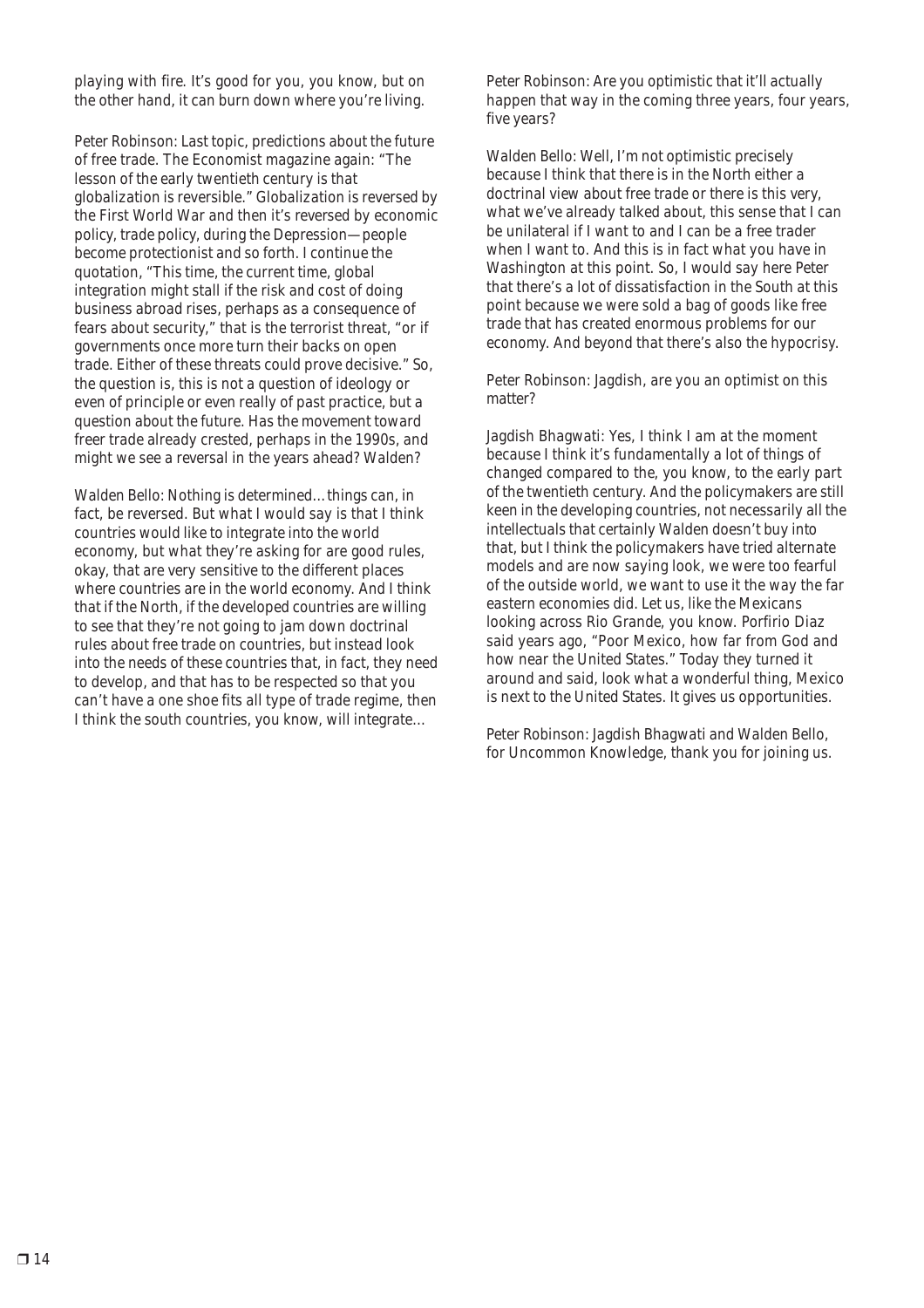playing with fire. It's good for you, you know, but on the other hand, it can burn down where you're living.

Peter Robinson: Last topic, predictions about the future of free trade. The Economist magazine again: "The lesson of the early twentieth century is that globalization is reversible." Globalization is reversed by the First World War and then it's reversed by economic policy, trade policy, during the Depression—people become protectionist and so forth. I continue the quotation, "This time, the current time, global integration might stall if the risk and cost of doing business abroad rises, perhaps as a consequence of fears about security," that is the terrorist threat, "or if governments once more turn their backs on open trade. Either of these threats could prove decisive." So, the question is, this is not a question of ideology or even of principle or even really of past practice, but a question about the future. Has the movement toward freer trade already crested, perhaps in the 1990s, and might we see a reversal in the years ahead? Walden?

Walden Bello: Nothing is determined…things can, in fact, be reversed. But what I would say is that I think countries would like to integrate into the world economy, but what they're asking for are good rules, okay, that are very sensitive to the different places where countries are in the world economy. And I think that if the North, if the developed countries are willing to see that they're not going to jam down doctrinal rules about free trade on countries, but instead look into the needs of these countries that, in fact, they need to develop, and that has to be respected so that you can't have a one shoe fits all type of trade regime, then I think the south countries, you know, will integrate…

Peter Robinson: Are you optimistic that it'll actually happen that way in the coming three years, four years, five years?

Walden Bello: Well, I'm not optimistic precisely because I think that there is in the North either a doctrinal view about free trade or there is this very, what we've already talked about, this sense that I can be unilateral if I want to and I can be a free trader when I want to. And this is in fact what you have in Washington at this point. So, I would say here Peter that there's a lot of dissatisfaction in the South at this point because we were sold a bag of goods like free trade that has created enormous problems for our economy. And beyond that there's also the hypocrisy.

Peter Robinson: Jagdish, are you an optimist on this matter?

Jagdish Bhagwati: Yes, I think I am at the moment because I think it's fundamentally a lot of things of changed compared to the, you know, to the early part of the twentieth century. And the policymakers are still keen in the developing countries, not necessarily all the intellectuals that certainly Walden doesn't buy into that, but I think the policymakers have tried alternate models and are now saying look, we were too fearful of the outside world, we want to use it the way the far eastern economies did. Let us, like the Mexicans looking across Rio Grande, you know. Porfirio Diaz said years ago, "Poor Mexico, how far from God and how near the United States." Today they turned it around and said, look what a wonderful thing, Mexico is next to the United States. It gives us opportunities.

Peter Robinson: Jagdish Bhagwati and Walden Bello, for Uncommon Knowledge, thank you for joining us.